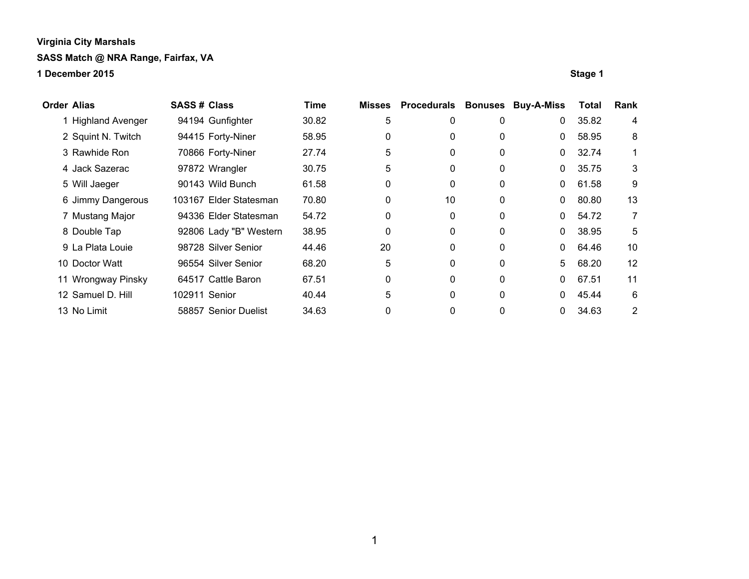**Virginia City Marshals**

**SASS Match @ NRA Range, Fairfax, VA**

**1 December 2015**

**Stage 1**

| Order | Alias | SASS # | Class | Time | Misses | Procedurals | Bonuses | Buy-A-Miss | Total | Rank |
|---|---|---|---|---|---|---|---|---|---|---|
| 1 | Highland Avenger | 94194 | Gunfighter | 30.82 | 5 | 0 | 0 | 0 | 35.82 | 4 |
| 2 | Squint N. Twitch | 94415 | Forty-Niner | 58.95 | 0 | 0 | 0 | 0 | 58.95 | 8 |
| 3 | Rawhide Ron | 70866 | Forty-Niner | 27.74 | 5 | 0 | 0 | 0 | 32.74 | 1 |
| 4 | Jack Sazerac | 97872 | Wrangler | 30.75 | 5 | 0 | 0 | 0 | 35.75 | 3 |
| 5 | Will Jaeger | 90143 | Wild Bunch | 61.58 | 0 | 0 | 0 | 0 | 61.58 | 9 |
| 6 | Jimmy Dangerous | 103167 | Elder Statesman | 70.80 | 0 | 10 | 0 | 0 | 80.80 | 13 |
| 7 | Mustang Major | 94336 | Elder Statesman | 54.72 | 0 | 0 | 0 | 0 | 54.72 | 7 |
| 8 | Double Tap | 92806 | Lady "B" Western | 38.95 | 0 | 0 | 0 | 0 | 38.95 | 5 |
| 9 | La Plata Louie | 98728 | Silver Senior | 44.46 | 20 | 0 | 0 | 0 | 64.46 | 10 |
| 10 | Doctor Watt | 96554 | Silver Senior | 68.20 | 5 | 0 | 0 | 5 | 68.20 | 12 |
| 11 | Wrongway Pinsky | 64517 | Cattle Baron | 67.51 | 0 | 0 | 0 | 0 | 67.51 | 11 |
| 12 | Samuel D. Hill | 102911 | Senior | 40.44 | 5 | 0 | 0 | 0 | 45.44 | 6 |
| 13 | No Limit | 58857 | Senior Duelist | 34.63 | 0 | 0 | 0 | 0 | 34.63 | 2 |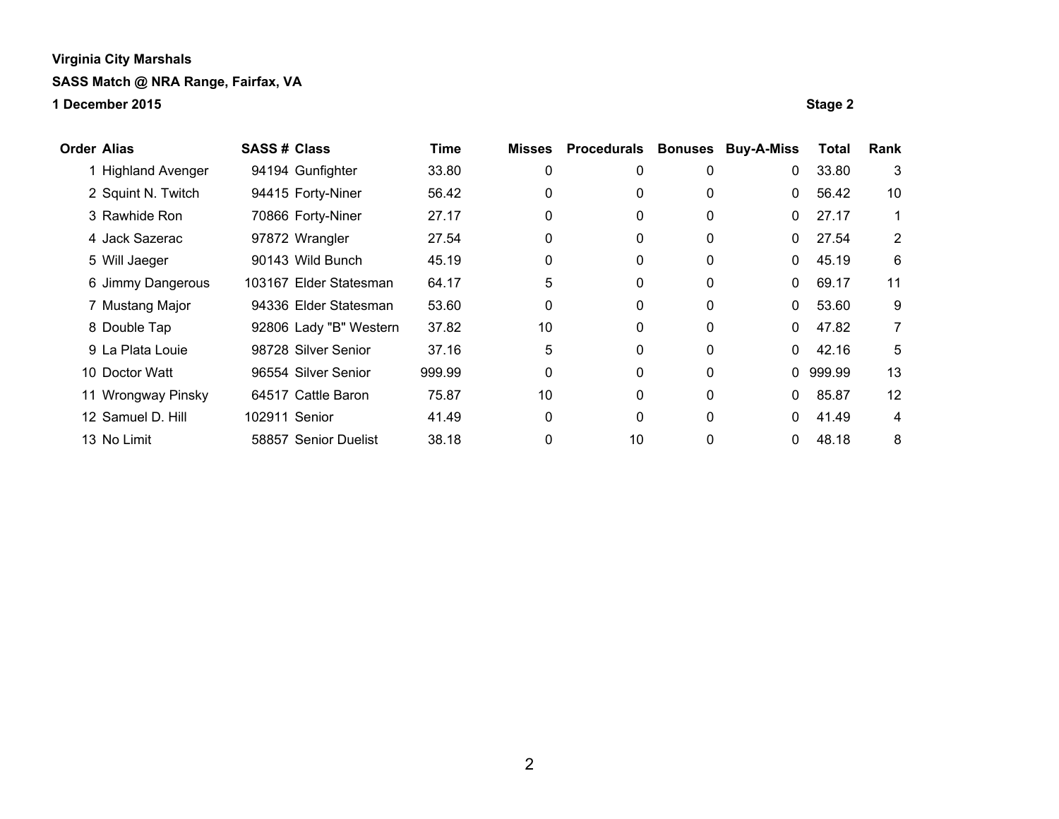**Virginia City Marshals**

**SASS Match @ NRA Range, Fairfax, VA**

**1 December 2015** **Stage 2**

| Order | Alias | SASS # | Class | Time | Misses | Procedurals | Bonuses | Buy-A-Miss | Total | Rank |
|---|---|---|---|---|---|---|---|---|---|---|
| 1 | Highland Avenger | 94194 | Gunfighter | 33.80 | 0 | 0 | 0 | 0 | 33.80 | 3 |
| 2 | Squint N. Twitch | 94415 | Forty-Niner | 56.42 | 0 | 0 | 0 | 0 | 56.42 | 10 |
| 3 | Rawhide Ron | 70866 | Forty-Niner | 27.17 | 0 | 0 | 0 | 0 | 27.17 | 1 |
| 4 | Jack Sazerac | 97872 | Wrangler | 27.54 | 0 | 0 | 0 | 0 | 27.54 | 2 |
| 5 | Will Jaeger | 90143 | Wild Bunch | 45.19 | 0 | 0 | 0 | 0 | 45.19 | 6 |
| 6 | Jimmy Dangerous | 103167 | Elder Statesman | 64.17 | 5 | 0 | 0 | 0 | 69.17 | 11 |
| 7 | Mustang Major | 94336 | Elder Statesman | 53.60 | 0 | 0 | 0 | 0 | 53.60 | 9 |
| 8 | Double Tap | 92806 | Lady "B" Western | 37.82 | 10 | 0 | 0 | 0 | 47.82 | 7 |
| 9 | La Plata Louie | 98728 | Silver Senior | 37.16 | 5 | 0 | 0 | 0 | 42.16 | 5 |
| 10 | Doctor Watt | 96554 | Silver Senior | 999.99 | 0 | 0 | 0 | 0 | 999.99 | 13 |
| 11 | Wrongway Pinsky | 64517 | Cattle Baron | 75.87 | 10 | 0 | 0 | 0 | 85.87 | 12 |
| 12 | Samuel D. Hill | 102911 | Senior | 41.49 | 0 | 0 | 0 | 0 | 41.49 | 4 |
| 13 | No Limit | 58857 | Senior Duelist | 38.18 | 0 | 10 | 0 | 0 | 48.18 | 8 |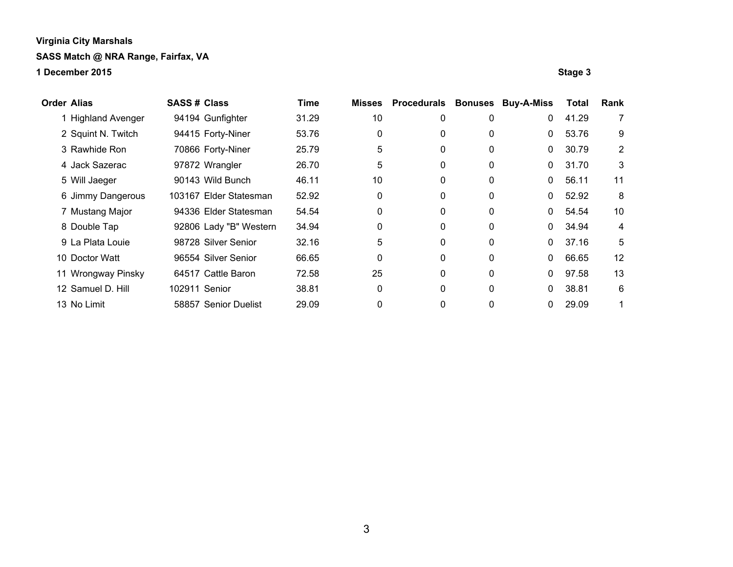**Virginia City Marshals**

**SASS Match @ NRA Range, Fairfax, VA**

**1 December 2015**

**Stage 3**

| Order | Alias | SASS # | Class | Time | Misses | Procedurals | Bonuses | Buy-A-Miss | Total | Rank |
|---|---|---|---|---|---|---|---|---|---|---|
| 1 | Highland Avenger | 94194 | Gunfighter | 31.29 | 10 | 0 | 0 | 0 | 41.29 | 7 |
| 2 | Squint N. Twitch | 94415 | Forty-Niner | 53.76 | 0 | 0 | 0 | 0 | 53.76 | 9 |
| 3 | Rawhide Ron | 70866 | Forty-Niner | 25.79 | 5 | 0 | 0 | 0 | 30.79 | 2 |
| 4 | Jack Sazerac | 97872 | Wrangler | 26.70 | 5 | 0 | 0 | 0 | 31.70 | 3 |
| 5 | Will Jaeger | 90143 | Wild Bunch | 46.11 | 10 | 0 | 0 | 0 | 56.11 | 11 |
| 6 | Jimmy Dangerous | 103167 | Elder Statesman | 52.92 | 0 | 0 | 0 | 0 | 52.92 | 8 |
| 7 | Mustang Major | 94336 | Elder Statesman | 54.54 | 0 | 0 | 0 | 0 | 54.54 | 10 |
| 8 | Double Tap | 92806 | Lady "B" Western | 34.94 | 0 | 0 | 0 | 0 | 34.94 | 4 |
| 9 | La Plata Louie | 98728 | Silver Senior | 32.16 | 5 | 0 | 0 | 0 | 37.16 | 5 |
| 10 | Doctor Watt | 96554 | Silver Senior | 66.65 | 0 | 0 | 0 | 0 | 66.65 | 12 |
| 11 | Wrongway Pinsky | 64517 | Cattle Baron | 72.58 | 25 | 0 | 0 | 0 | 97.58 | 13 |
| 12 | Samuel D. Hill | 102911 | Senior | 38.81 | 0 | 0 | 0 | 0 | 38.81 | 6 |
| 13 | No Limit | 58857 | Senior Duelist | 29.09 | 0 | 0 | 0 | 0 | 29.09 | 1 |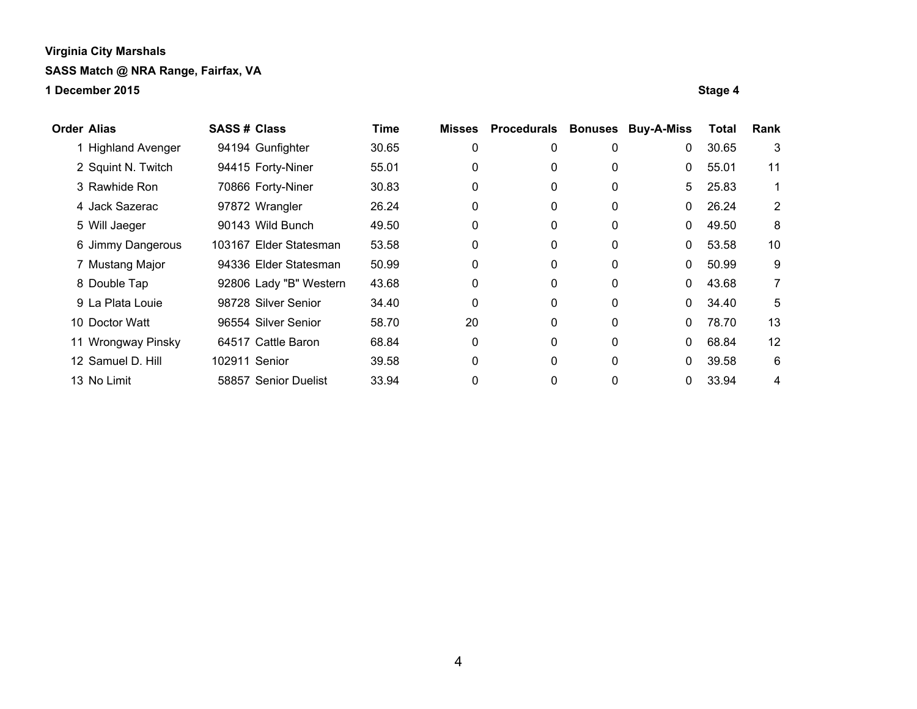**Virginia City Marshals**

**SASS Match @ NRA Range, Fairfax, VA**

**1 December 2015**

**Stage 4**

| Order | Alias | SASS # | Class | Time | Misses | Procedurals | Bonuses | Buy-A-Miss | Total | Rank |
|---|---|---|---|---|---|---|---|---|---|---|
| 1 | Highland Avenger | 94194 | Gunfighter | 30.65 | 0 | 0 | 0 | 0 | 30.65 | 3 |
| 2 | Squint N. Twitch | 94415 | Forty-Niner | 55.01 | 0 | 0 | 0 | 0 | 55.01 | 11 |
| 3 | Rawhide Ron | 70866 | Forty-Niner | 30.83 | 0 | 0 | 0 | 5 | 25.83 | 1 |
| 4 | Jack Sazerac | 97872 | Wrangler | 26.24 | 0 | 0 | 0 | 0 | 26.24 | 2 |
| 5 | Will Jaeger | 90143 | Wild Bunch | 49.50 | 0 | 0 | 0 | 0 | 49.50 | 8 |
| 6 | Jimmy Dangerous | 103167 | Elder Statesman | 53.58 | 0 | 0 | 0 | 0 | 53.58 | 10 |
| 7 | Mustang Major | 94336 | Elder Statesman | 50.99 | 0 | 0 | 0 | 0 | 50.99 | 9 |
| 8 | Double Tap | 92806 | Lady "B" Western | 43.68 | 0 | 0 | 0 | 0 | 43.68 | 7 |
| 9 | La Plata Louie | 98728 | Silver Senior | 34.40 | 0 | 0 | 0 | 0 | 34.40 | 5 |
| 10 | Doctor Watt | 96554 | Silver Senior | 58.70 | 20 | 0 | 0 | 0 | 78.70 | 13 |
| 11 | Wrongway Pinsky | 64517 | Cattle Baron | 68.84 | 0 | 0 | 0 | 0 | 68.84 | 12 |
| 12 | Samuel D. Hill | 102911 | Senior | 39.58 | 0 | 0 | 0 | 0 | 39.58 | 6 |
| 13 | No Limit | 58857 | Senior Duelist | 33.94 | 0 | 0 | 0 | 0 | 33.94 | 4 |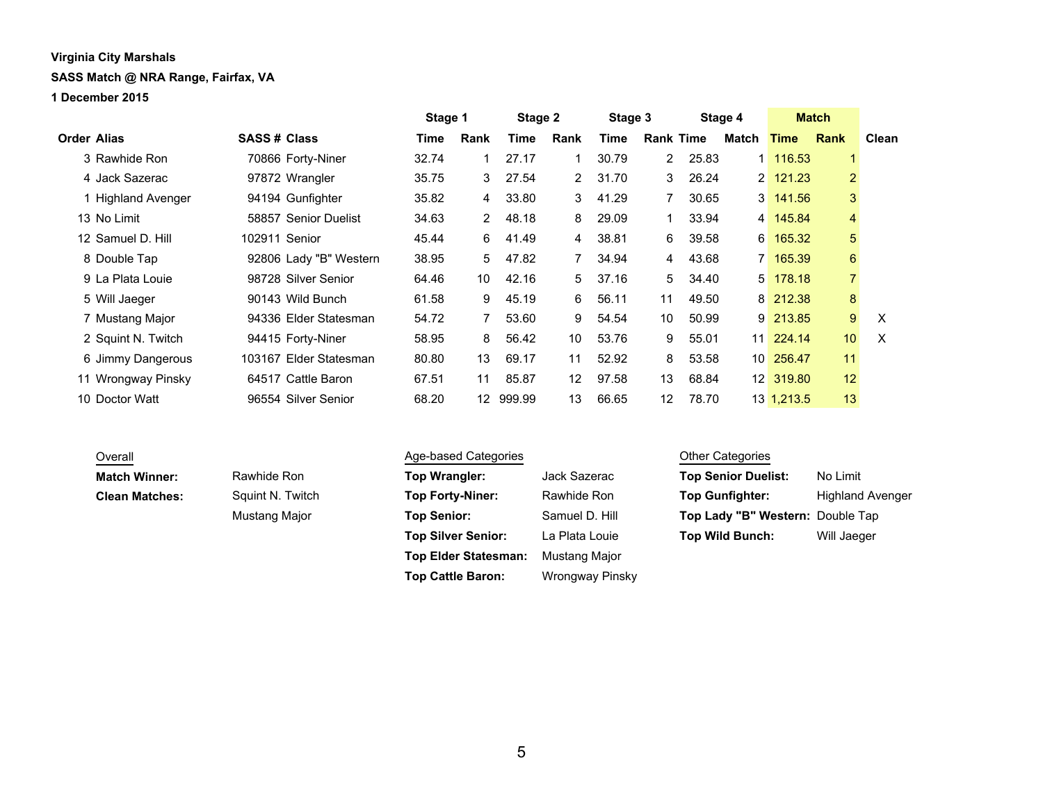**Virginia City Marshals**

**SASS Match @ NRA Range, Fairfax, VA**

**1 December 2015**

| | | | | Stage 1 | | Stage 2 | | Stage 3 | | Stage 4 | | Match | | |
|---|---|---|---|---|---|---|---|---|---|---|---|---|---|---|
| **Order** | **Alias** | **SASS #** | **Class** | **Time** | **Rank** | **Time** | **Rank** | **Time** | **Rank** | **Time** | **Match** | **Time** | **Rank** | **Clean** |
| 3 | Rawhide Ron | 70866 | Forty-Niner | 32.74 | 1 | 27.17 | 1 | 30.79 | 2 | 25.83 | 1 | 116.53 | 1 | |
| 4 | Jack Sazerac | 97872 | Wrangler | 35.75 | 3 | 27.54 | 2 | 31.70 | 3 | 26.24 | 2 | 121.23 | 2 | |
| 1 | Highland Avenger | 94194 | Gunfighter | 35.82 | 4 | 33.80 | 3 | 41.29 | 7 | 30.65 | 3 | 141.56 | 3 | |
| 13 | No Limit | 58857 | Senior Duelist | 34.63 | 2 | 48.18 | 8 | 29.09 | 1 | 33.94 | 4 | 145.84 | 4 | |
| 12 | Samuel D. Hill | 102911 | Senior | 45.44 | 6 | 41.49 | 4 | 38.81 | 6 | 39.58 | 6 | 165.32 | 5 | |
| 8 | Double Tap | 92806 | Lady "B" Western | 38.95 | 5 | 47.82 | 7 | 34.94 | 4 | 43.68 | 7 | 165.39 | 6 | |
| 9 | La Plata Louie | 98728 | Silver Senior | 64.46 | 10 | 42.16 | 5 | 37.16 | 5 | 34.40 | 5 | 178.18 | 7 | |
| 5 | Will Jaeger | 90143 | Wild Bunch | 61.58 | 9 | 45.19 | 6 | 56.11 | 11 | 49.50 | 8 | 212.38 | 8 | |
| 7 | Mustang Major | 94336 | Elder Statesman | 54.72 | 7 | 53.60 | 9 | 54.54 | 10 | 50.99 | 9 | 213.85 | 9 | X |
| 2 | Squint N. Twitch | 94415 | Forty-Niner | 58.95 | 8 | 56.42 | 10 | 53.76 | 9 | 55.01 | 11 | 224.14 | 10 | X |
| 6 | Jimmy Dangerous | 103167 | Elder Statesman | 80.80 | 13 | 69.17 | 11 | 52.92 | 8 | 53.58 | 10 | 256.47 | 11 | |
| 11 | Wrongway Pinsky | 64517 | Cattle Baron | 67.51 | 11 | 85.87 | 12 | 97.58 | 13 | 68.84 | 12 | 319.80 | 12 | |
| 10 | Doctor Watt | 96554 | Silver Senior | 68.20 | 12 | 999.99 | 13 | 66.65 | 12 | 78.70 | 13 | 1,213.5 | 13 | |

Overall

**Match Winner:** Rawhide Ron

**Clean Matches:** Squint N. Twitch, Mustang Major

Age-based Categories

**Top Wrangler:** Jack Sazerac

**Top Forty-Niner:** Rawhide Ron

**Top Senior:** Samuel D. Hill

**Top Silver Senior:** La Plata Louie

**Top Elder Statesman:** Mustang Major

**Top Cattle Baron:** Wrongway Pinsky

Other Categories

**Top Senior Duelist:** No Limit

**Top Gunfighter:** Highland Avenger

**Top Lady "B" Western:** Double Tap

**Top Wild Bunch:** Will Jaeger